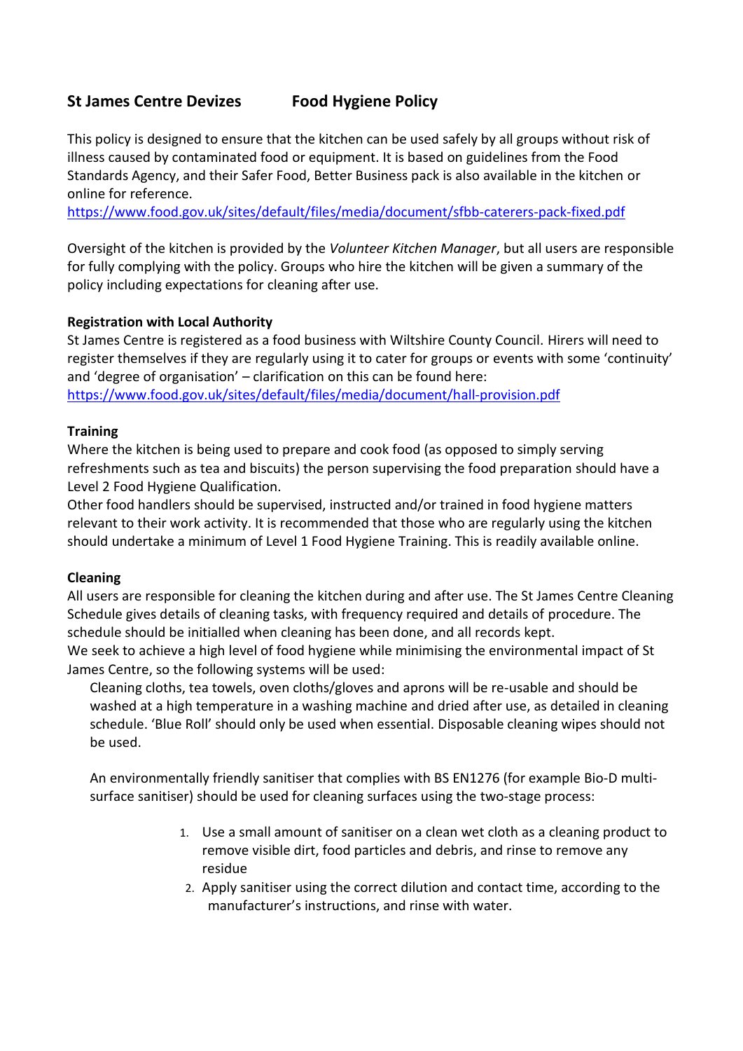# St James Centre Devizes     Food Hygiene Policy

This policy is designed to ensure that the kitchen can be used safely by all groups without risk of illness caused by contaminated food or equipment. It is based on guidelines from the Food Standards Agency, and their Safer Food, Better Business pack is also available in the kitchen or online for reference.
https://www.food.gov.uk/sites/default/files/media/document/sfbb-caterers-pack-fixed.pdf

Oversight of the kitchen is provided by the *Volunteer Kitchen Manager*, but all users are responsible for fully complying with the policy. Groups who hire the kitchen will be given a summary of the policy including expectations for cleaning after use.

**Registration with Local Authority**

St James Centre is registered as a food business with Wiltshire County Council. Hirers will need to register themselves if they are regularly using it to cater for groups or events with some 'continuity' and 'degree of organisation' – clarification on this can be found here:
https://www.food.gov.uk/sites/default/files/media/document/hall-provision.pdf

**Training**

Where the kitchen is being used to prepare and cook food (as opposed to simply serving refreshments such as tea and biscuits) the person supervising the food preparation should have a Level 2 Food Hygiene Qualification.
Other food handlers should be supervised, instructed and/or trained in food hygiene matters relevant to their work activity. It is recommended that those who are regularly using the kitchen should undertake a minimum of Level 1 Food Hygiene Training. This is readily available online.

**Cleaning**

All users are responsible for cleaning the kitchen during and after use. The St James Centre Cleaning Schedule gives details of cleaning tasks, with frequency required and details of procedure. The schedule should be initialled when cleaning has been done, and all records kept.
We seek to achieve a high level of food hygiene while minimising the environmental impact of St James Centre, so the following systems will be used:

Cleaning cloths, tea towels, oven cloths/gloves and aprons will be re-usable and should be washed at a high temperature in a washing machine and dried after use, as detailed in cleaning schedule. 'Blue Roll' should only be used when essential. Disposable cleaning wipes should not be used.

An environmentally friendly sanitiser that complies with BS EN1276 (for example Bio-D multi-surface sanitiser) should be used for cleaning surfaces using the two-stage process:

1. Use a small amount of sanitiser on a clean wet cloth as a cleaning product to remove visible dirt, food particles and debris, and rinse to remove any residue
2. Apply sanitiser using the correct dilution and contact time, according to the manufacturer's instructions, and rinse with water.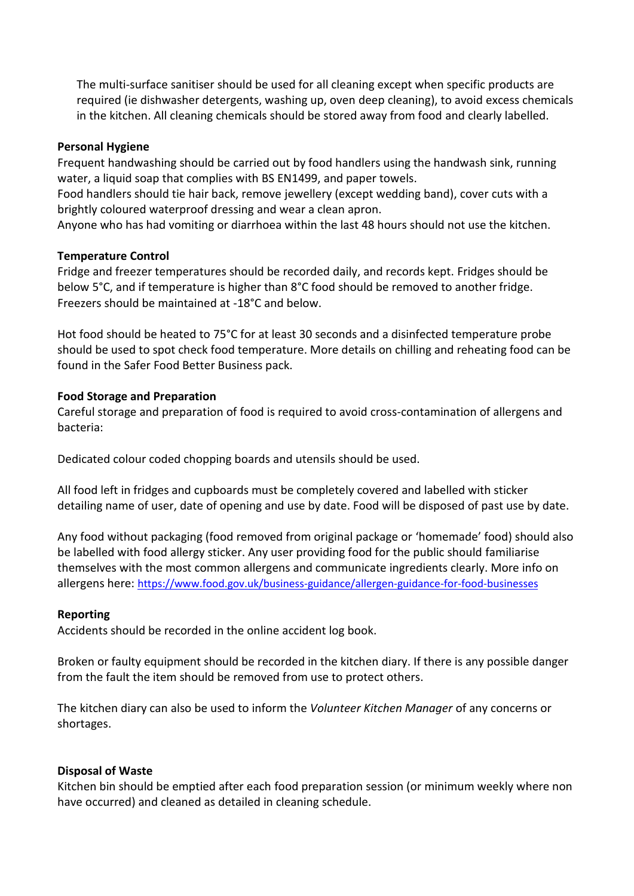The multi-surface sanitiser should be used for all cleaning except when specific products are required (ie dishwasher detergents, washing up, oven deep cleaning), to avoid excess chemicals in the kitchen. All cleaning chemicals should be stored away from food and clearly labelled.

**Personal Hygiene**

Frequent handwashing should be carried out by food handlers using the handwash sink, running water, a liquid soap that complies with BS EN1499, and paper towels.
Food handlers should tie hair back, remove jewellery (except wedding band), cover cuts with a brightly coloured waterproof dressing and wear a clean apron.
Anyone who has had vomiting or diarrhoea within the last 48 hours should not use the kitchen.

**Temperature Control**

Fridge and freezer temperatures should be recorded daily, and records kept. Fridges should be below 5°C, and if temperature is higher than 8°C food should be removed to another fridge. Freezers should be maintained at -18°C and below.

Hot food should be heated to 75°C for at least 30 seconds and a disinfected temperature probe should be used to spot check food temperature. More details on chilling and reheating food can be found in the Safer Food Better Business pack.

**Food Storage and Preparation**

Careful storage and preparation of food is required to avoid cross-contamination of allergens and bacteria:

Dedicated colour coded chopping boards and utensils should be used.

All food left in fridges and cupboards must be completely covered and labelled with sticker detailing name of user, date of opening and use by date. Food will be disposed of past use by date.

Any food without packaging (food removed from original package or 'homemade' food) should also be labelled with food allergy sticker. Any user providing food for the public should familiarise themselves with the most common allergens and communicate ingredients clearly. More info on allergens here: https://www.food.gov.uk/business-guidance/allergen-guidance-for-food-businesses

**Reporting**

Accidents should be recorded in the online accident log book.

Broken or faulty equipment should be recorded in the kitchen diary. If there is any possible danger from the fault the item should be removed from use to protect others.

The kitchen diary can also be used to inform the *Volunteer Kitchen Manager* of any concerns or shortages.

**Disposal of Waste**

Kitchen bin should be emptied after each food preparation session (or minimum weekly where non have occurred) and cleaned as detailed in cleaning schedule.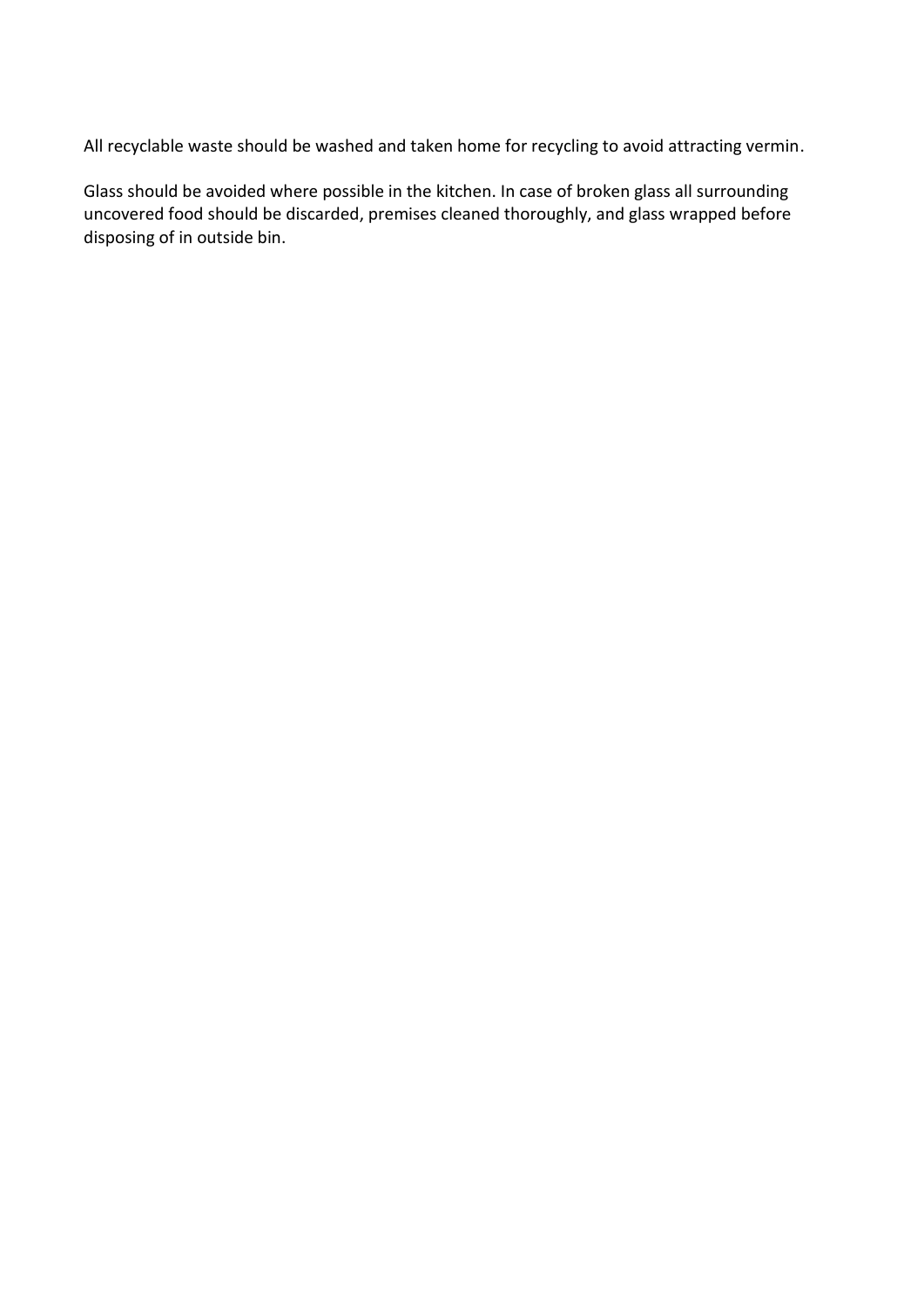All recyclable waste should be washed and taken home for recycling to avoid attracting vermin.

Glass should be avoided where possible in the kitchen. In case of broken glass all surrounding uncovered food should be discarded, premises cleaned thoroughly, and glass wrapped before disposing of in outside bin.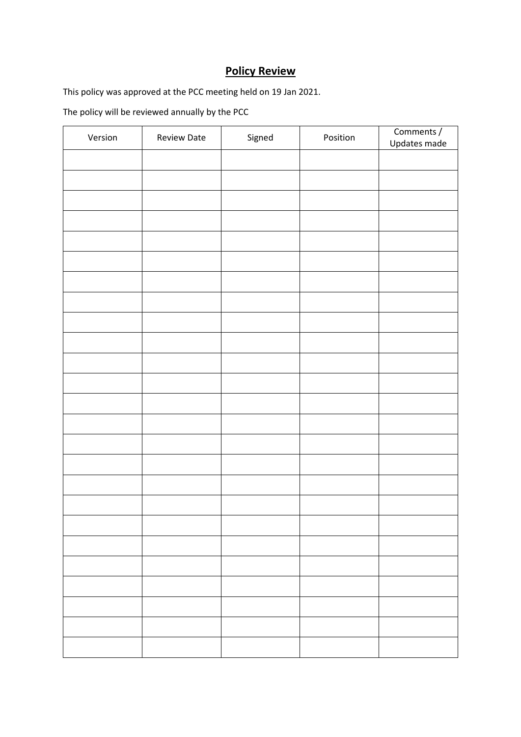## **Policy Review**

This policy was approved at the PCC meeting held on 19 Jan 2021.

The policy will be reviewed annually by the PCC

| Version | Review Date | Signed | Position | Comments / Updates made |
|---|---|---|---|---|
| | | | | |
| | | | | |
| | | | | |
| | | | | |
| | | | | |
| | | | | |
| | | | | |
| | | | | |
| | | | | |
| | | | | |
| | | | | |
| | | | | |
| | | | | |
| | | | | |
| | | | | |
| | | | | |
| | | | | |
| | | | | |
| | | | | |
| | | | | |
| | | | | |
| | | | | |
| | | | | |
| | | | | |
| | | | | |